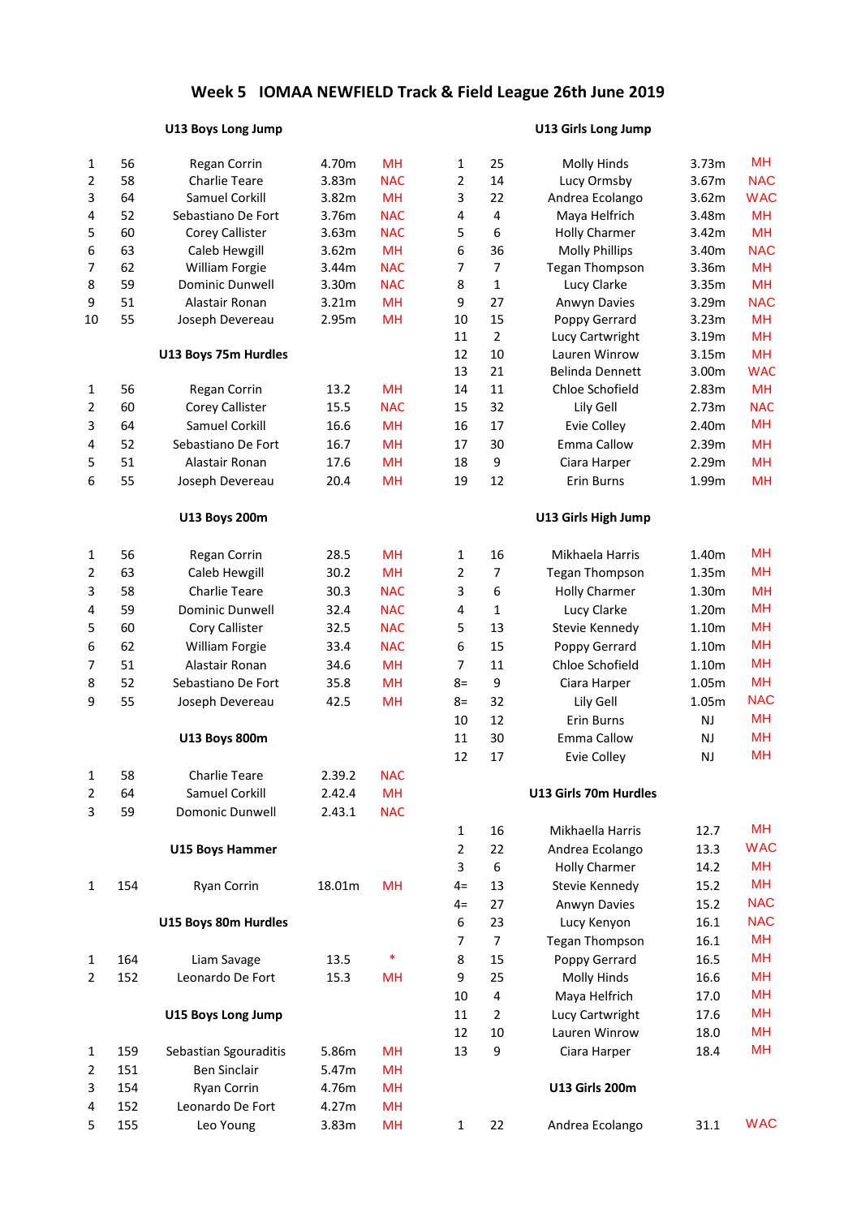# Week 5 IOMAA NEWFIELD Track & Field League 26th June 2019

### U13 Boys Long Jump

| Pos | No | Name | Result | Club |
|---|---|---|---|---|
| 1 | 56 | Regan Corrin | 4.70m | MH |
| 2 | 58 | Charlie Teare | 3.83m | NAC |
| 3 | 64 | Samuel Corkill | 3.82m | MH |
| 4 | 52 | Sebastiano De Fort | 3.76m | NAC |
| 5 | 60 | Corey Callister | 3.63m | NAC |
| 6 | 63 | Caleb Hewgill | 3.62m | MH |
| 7 | 62 | William Forgie | 3.44m | NAC |
| 8 | 59 | Dominic Dunwell | 3.30m | NAC |
| 9 | 51 | Alastair Ronan | 3.21m | MH |
| 10 | 55 | Joseph Devereau | 2.95m | MH |

### U13 Boys 75m Hurdles

| Pos | No | Name | Result | Club |
|---|---|---|---|---|
| 1 | 56 | Regan Corrin | 13.2 | MH |
| 2 | 60 | Corey Callister | 15.5 | NAC |
| 3 | 64 | Samuel Corkill | 16.6 | MH |
| 4 | 52 | Sebastiano De Fort | 16.7 | MH |
| 5 | 51 | Alastair Ronan | 17.6 | MH |
| 6 | 55 | Joseph Devereau | 20.4 | MH |

### U13 Boys 200m

| Pos | No | Name | Result | Club |
|---|---|---|---|---|
| 1 | 56 | Regan Corrin | 28.5 | MH |
| 2 | 63 | Caleb Hewgill | 30.2 | MH |
| 3 | 58 | Charlie Teare | 30.3 | NAC |
| 4 | 59 | Dominic Dunwell | 32.4 | NAC |
| 5 | 60 | Cory Callister | 32.5 | NAC |
| 6 | 62 | William Forgie | 33.4 | NAC |
| 7 | 51 | Alastair Ronan | 34.6 | MH |
| 8 | 52 | Sebastiano De Fort | 35.8 | MH |
| 9 | 55 | Joseph Devereau | 42.5 | MH |

### U13 Boys 800m

| Pos | No | Name | Result | Club |
|---|---|---|---|---|
| 1 | 58 | Charlie Teare | 2.39.2 | NAC |
| 2 | 64 | Samuel Corkill | 2.42.4 | MH |
| 3 | 59 | Domonic Dunwell | 2.43.1 | NAC |

### U15 Boys Hammer

| Pos | No | Name | Result | Club |
|---|---|---|---|---|
| 1 | 154 | Ryan Corrin | 18.01m | MH |

### U15 Boys 80m Hurdles

| Pos | No | Name | Result | Club |
|---|---|---|---|---|
| 1 | 164 | Liam Savage | 13.5 | * |
| 2 | 152 | Leonardo De Fort | 15.3 | MH |

### U15 Boys Long Jump

| Pos | No | Name | Result | Club |
|---|---|---|---|---|
| 1 | 159 | Sebastian Sgouraditis | 5.86m | MH |
| 2 | 151 | Ben Sinclair | 5.47m | MH |
| 3 | 154 | Ryan Corrin | 4.76m | MH |
| 4 | 152 | Leonardo De Fort | 4.27m | MH |
| 5 | 155 | Leo Young | 3.83m | MH |

### U13 Girls Long Jump

| Pos | No | Name | Result | Club |
|---|---|---|---|---|
| 1 | 25 | Molly Hinds | 3.73m | MH |
| 2 | 14 | Lucy Ormsby | 3.67m | NAC |
| 3 | 22 | Andrea Ecolango | 3.62m | WAC |
| 4 | 4 | Maya Helfrich | 3.48m | MH |
| 5 | 6 | Holly Charmer | 3.42m | MH |
| 6 | 36 | Molly Phillips | 3.40m | NAC |
| 7 | 7 | Tegan Thompson | 3.36m | MH |
| 8 | 1 | Lucy Clarke | 3.35m | MH |
| 9 | 27 | Anwyn Davies | 3.29m | NAC |
| 10 | 15 | Poppy Gerrard | 3.23m | MH |
| 11 | 2 | Lucy Cartwright | 3.19m | MH |
| 12 | 10 | Lauren Winrow | 3.15m | MH |
| 13 | 21 | Belinda Dennett | 3.00m | WAC |
| 14 | 11 | Chloe Schofield | 2.83m | MH |
| 15 | 32 | Lily Gell | 2.73m | NAC |
| 16 | 17 | Evie Colley | 2.40m | MH |
| 17 | 30 | Emma Callow | 2.39m | MH |
| 18 | 9 | Ciara Harper | 2.29m | MH |
| 19 | 12 | Erin Burns | 1.99m | MH |

### U13 Girls High Jump

| Pos | No | Name | Result | Club |
|---|---|---|---|---|
| 1 | 16 | Mikhaela Harris | 1.40m | MH |
| 2 | 7 | Tegan Thompson | 1.35m | MH |
| 3 | 6 | Holly Charmer | 1.30m | MH |
| 4 | 1 | Lucy Clarke | 1.20m | MH |
| 5 | 13 | Stevie Kennedy | 1.10m | MH |
| 6 | 15 | Poppy Gerrard | 1.10m | MH |
| 7 | 11 | Chloe Schofield | 1.10m | MH |
| 8= | 9 | Ciara Harper | 1.05m | MH |
| 8= | 32 | Lily Gell | 1.05m | NAC |
| 10 | 12 | Erin Burns | NJ | MH |
| 11 | 30 | Emma Callow | NJ | MH |
| 12 | 17 | Evie Colley | NJ | MH |

### U13 Girls 70m Hurdles

| Pos | No | Name | Result | Club |
|---|---|---|---|---|
| 1 | 16 | Mikhaella Harris | 12.7 | MH |
| 2 | 22 | Andrea Ecolango | 13.3 | WAC |
| 3 | 6 | Holly Charmer | 14.2 | MH |
| 4= | 13 | Stevie Kennedy | 15.2 | MH |
| 4= | 27 | Anwyn Davies | 15.2 | NAC |
| 6 | 23 | Lucy Kenyon | 16.1 | NAC |
| 7 | 7 | Tegan Thompson | 16.1 | MH |
| 8 | 15 | Poppy Gerrard | 16.5 | MH |
| 9 | 25 | Molly Hinds | 16.6 | MH |
| 10 | 4 | Maya Helfrich | 17.0 | MH |
| 11 | 2 | Lucy Cartwright | 17.6 | MH |
| 12 | 10 | Lauren Winrow | 18.0 | MH |
| 13 | 9 | Ciara Harper | 18.4 | MH |

### U13 Girls 200m

| Pos | No | Name | Result | Club |
|---|---|---|---|---|
| 1 | 22 | Andrea Ecolango | 31.1 | WAC |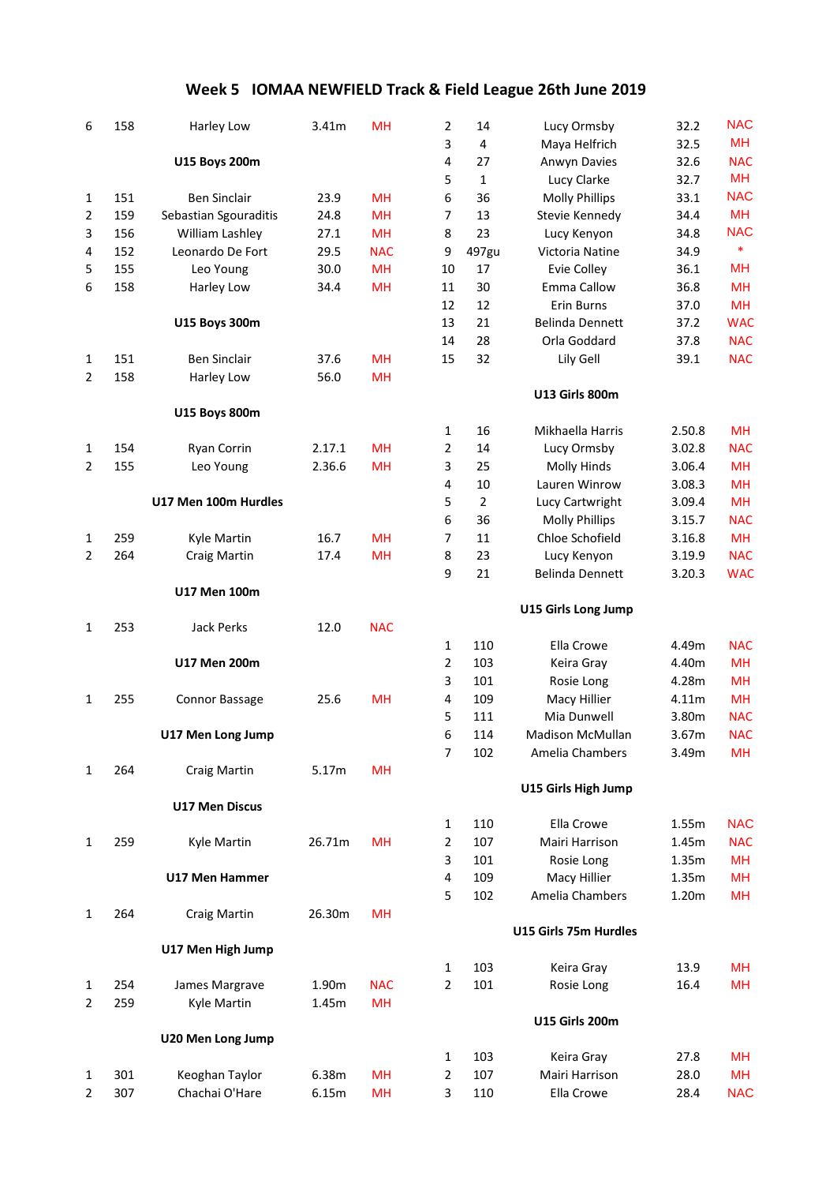# Week 5 IOMAA NEWFIELD Track & Field League 26th June 2019

| | | | | |
|---|---|---|---|---|
| 6 | 158 | Harley Low | 3.41m | MH |

**U15 Boys 200m**

| | | | | |
|---|---|---|---|---|
| 1 | 151 | Ben Sinclair | 23.9 | MH |
| 2 | 159 | Sebastian Sgouraditis | 24.8 | MH |
| 3 | 156 | William Lashley | 27.1 | MH |
| 4 | 152 | Leonardo De Fort | 29.5 | NAC |
| 5 | 155 | Leo Young | 30.0 | MH |
| 6 | 158 | Harley Low | 34.4 | MH |

**U15 Boys 300m**

| | | | | |
|---|---|---|---|---|
| 1 | 151 | Ben Sinclair | 37.6 | MH |
| 2 | 158 | Harley Low | 56.0 | MH |

**U15 Boys 800m**

| | | | | |
|---|---|---|---|---|
| 1 | 154 | Ryan Corrin | 2.17.1 | MH |
| 2 | 155 | Leo Young | 2.36.6 | MH |

**U17 Men 100m Hurdles**

| | | | | |
|---|---|---|---|---|
| 1 | 259 | Kyle Martin | 16.7 | MH |
| 2 | 264 | Craig Martin | 17.4 | MH |

**U17 Men 100m**

| | | | | |
|---|---|---|---|---|
| 1 | 253 | Jack Perks | 12.0 | NAC |

**U17 Men 200m**

| | | | | |
|---|---|---|---|---|
| 1 | 255 | Connor Bassage | 25.6 | MH |

**U17 Men Long Jump**

| | | | | |
|---|---|---|---|---|
| 1 | 264 | Craig Martin | 5.17m | MH |

**U17 Men Discus**

| | | | | |
|---|---|---|---|---|
| 1 | 259 | Kyle Martin | 26.71m | MH |

**U17 Men Hammer**

| | | | | |
|---|---|---|---|---|
| 1 | 264 | Craig Martin | 26.30m | MH |

**U17 Men High Jump**

| | | | | |
|---|---|---|---|---|
| 1 | 254 | James Margrave | 1.90m | NAC |
| 2 | 259 | Kyle Martin | 1.45m | MH |

**U20 Men Long Jump**

| | | | | |
|---|---|---|---|---|
| 1 | 301 | Keoghan Taylor | 6.38m | MH |
| 2 | 307 | Chachai O'Hare | 6.15m | MH |

| | | | | |
|---|---|---|---|---|
| 2 | 14 | Lucy Ormsby | 32.2 | NAC |
| 3 | 4 | Maya Helfrich | 32.5 | MH |
| 4 | 27 | Anwyn Davies | 32.6 | NAC |
| 5 | 1 | Lucy Clarke | 32.7 | MH |
| 6 | 36 | Molly Phillips | 33.1 | NAC |
| 7 | 13 | Stevie Kennedy | 34.4 | MH |
| 8 | 23 | Lucy Kenyon | 34.8 | NAC |
| 9 | 497gu | Victoria Natine | 34.9 | * |
| 10 | 17 | Evie Colley | 36.1 | MH |
| 11 | 30 | Emma Callow | 36.8 | MH |
| 12 | 12 | Erin Burns | 37.0 | MH |
| 13 | 21 | Belinda Dennett | 37.2 | WAC |
| 14 | 28 | Orla Goddard | 37.8 | NAC |
| 15 | 32 | Lily Gell | 39.1 | NAC |

**U13 Girls 800m**

| | | | | |
|---|---|---|---|---|
| 1 | 16 | Mikhaella Harris | 2.50.8 | MH |
| 2 | 14 | Lucy Ormsby | 3.02.8 | NAC |
| 3 | 25 | Molly Hinds | 3.06.4 | MH |
| 4 | 10 | Lauren Winrow | 3.08.3 | MH |
| 5 | 2 | Lucy Cartwright | 3.09.4 | MH |
| 6 | 36 | Molly Phillips | 3.15.7 | NAC |
| 7 | 11 | Chloe Schofield | 3.16.8 | MH |
| 8 | 23 | Lucy Kenyon | 3.19.9 | NAC |
| 9 | 21 | Belinda Dennett | 3.20.3 | WAC |

**U15 Girls Long Jump**

| | | | | |
|---|---|---|---|---|
| 1 | 110 | Ella Crowe | 4.49m | NAC |
| 2 | 103 | Keira Gray | 4.40m | MH |
| 3 | 101 | Rosie Long | 4.28m | MH |
| 4 | 109 | Macy Hillier | 4.11m | MH |
| 5 | 111 | Mia Dunwell | 3.80m | NAC |
| 6 | 114 | Madison McMullan | 3.67m | NAC |
| 7 | 102 | Amelia Chambers | 3.49m | MH |

**U15 Girls High Jump**

| | | | | |
|---|---|---|---|---|
| 1 | 110 | Ella Crowe | 1.55m | NAC |
| 2 | 107 | Mairi Harrison | 1.45m | NAC |
| 3 | 101 | Rosie Long | 1.35m | MH |
| 4 | 109 | Macy Hillier | 1.35m | MH |
| 5 | 102 | Amelia Chambers | 1.20m | MH |

**U15 Girls 75m Hurdles**

| | | | | |
|---|---|---|---|---|
| 1 | 103 | Keira Gray | 13.9 | MH |
| 2 | 101 | Rosie Long | 16.4 | MH |

**U15 Girls 200m**

| | | | | |
|---|---|---|---|---|
| 1 | 103 | Keira Gray | 27.8 | MH |
| 2 | 107 | Mairi Harrison | 28.0 | MH |
| 3 | 110 | Ella Crowe | 28.4 | NAC |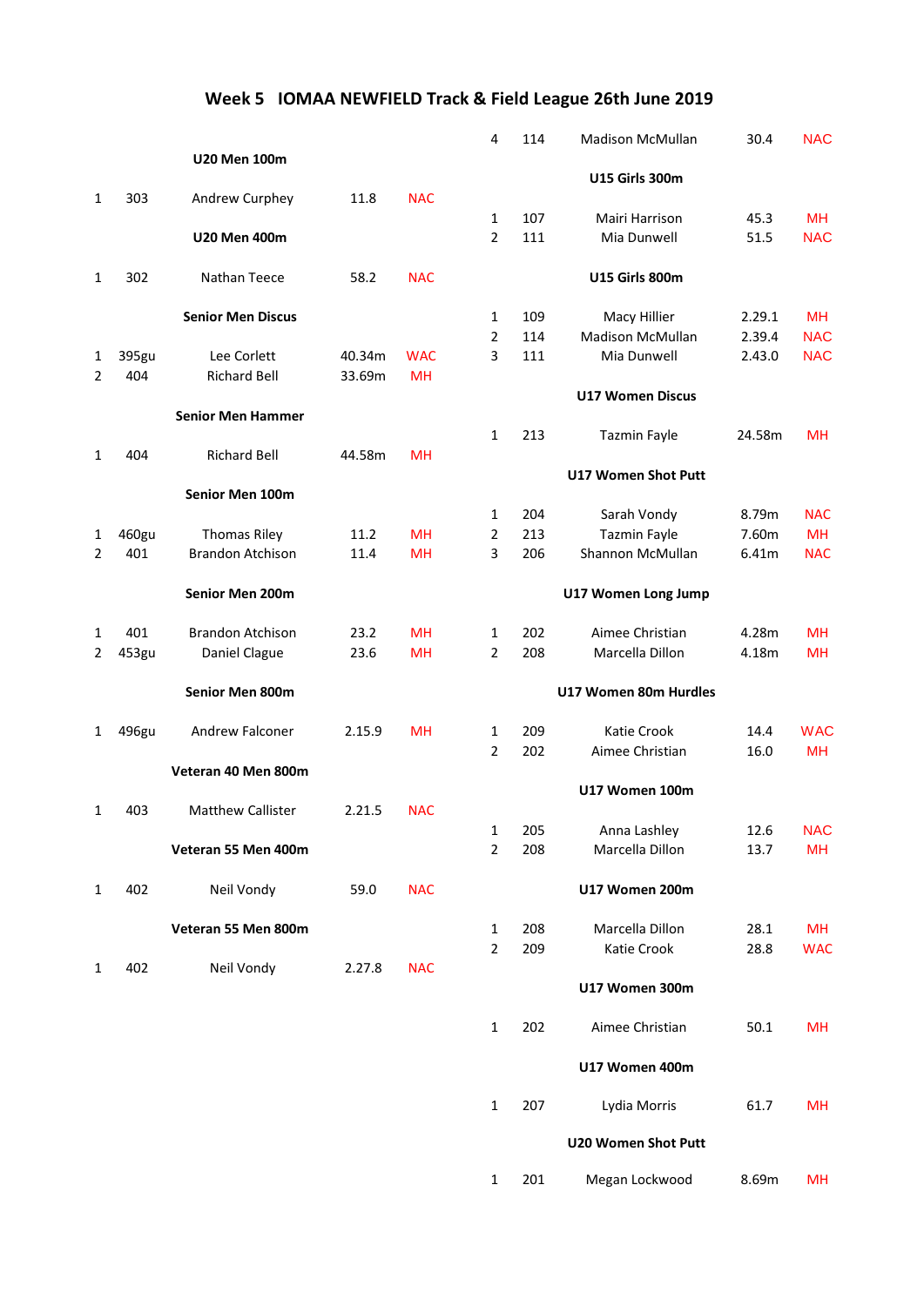# Week 5 IOMAA NEWFIELD Track & Field League 26th June 2019

| 4 | 114 | Madison McMullan | 30.4 | NAC |
|---|---|---|---|---|

### U20 Men 100m

| 1 | 303 | Andrew Curphey | 11.8 | NAC |
|---|---|---|---|---|

### U20 Men 400m

| 1 | 302 | Nathan Teece | 58.2 | NAC |
|---|---|---|---|---|

### Senior Men Discus

| 1 | 395gu | Lee Corlett | 40.34m | WAC |
|---|---|---|---|---|
| 2 | 404 | Richard Bell | 33.69m | MH |

### Senior Men Hammer

| 1 | 404 | Richard Bell | 44.58m | MH |
|---|---|---|---|---|

### Senior Men 100m

| 1 | 460gu | Thomas Riley | 11.2 | MH |
|---|---|---|---|---|
| 2 | 401 | Brandon Atchison | 11.4 | MH |

### Senior Men 200m

| 1 | 401 | Brandon Atchison | 23.2 | MH |
|---|---|---|---|---|
| 2 | 453gu | Daniel Clague | 23.6 | MH |

### Senior Men 800m

| 1 | 496gu | Andrew Falconer | 2.15.9 | MH |
|---|---|---|---|---|

### Veteran 40 Men 800m

| 1 | 403 | Matthew Callister | 2.21.5 | NAC |
|---|---|---|---|---|

### Veteran 55 Men 400m

| 1 | 402 | Neil Vondy | 59.0 | NAC |
|---|---|---|---|---|

### Veteran 55 Men 800m

| 1 | 402 | Neil Vondy | 2.27.8 | NAC |
|---|---|---|---|---|

### U15 Girls 300m

| 1 | 107 | Mairi Harrison | 45.3 | MH |
|---|---|---|---|---|
| 2 | 111 | Mia Dunwell | 51.5 | NAC |

### U15 Girls 800m

| 1 | 109 | Macy Hillier | 2.29.1 | MH |
|---|---|---|---|---|
| 2 | 114 | Madison McMullan | 2.39.4 | NAC |
| 3 | 111 | Mia Dunwell | 2.43.0 | NAC |

### U17 Women Discus

| 1 | 213 | Tazmin Fayle | 24.58m | MH |
|---|---|---|---|---|

### U17 Women Shot Putt

| 1 | 204 | Sarah Vondy | 8.79m | NAC |
|---|---|---|---|---|
| 2 | 213 | Tazmin Fayle | 7.60m | MH |
| 3 | 206 | Shannon McMullan | 6.41m | NAC |

### U17 Women Long Jump

| 1 | 202 | Aimee Christian | 4.28m | MH |
|---|---|---|---|---|
| 2 | 208 | Marcella Dillon | 4.18m | MH |

### U17 Women 80m Hurdles

| 1 | 209 | Katie Crook | 14.4 | WAC |
|---|---|---|---|---|
| 2 | 202 | Aimee Christian | 16.0 | MH |

### U17 Women 100m

| 1 | 205 | Anna Lashley | 12.6 | NAC |
|---|---|---|---|---|
| 2 | 208 | Marcella Dillon | 13.7 | MH |

### U17 Women 200m

| 1 | 208 | Marcella Dillon | 28.1 | MH |
|---|---|---|---|---|
| 2 | 209 | Katie Crook | 28.8 | WAC |

### U17 Women 300m

| 1 | 202 | Aimee Christian | 50.1 | MH |
|---|---|---|---|---|

### U17 Women 400m

| 1 | 207 | Lydia Morris | 61.7 | MH |
|---|---|---|---|---|

### U20 Women Shot Putt

| 1 | 201 | Megan Lockwood | 8.69m | MH |
|---|---|---|---|---|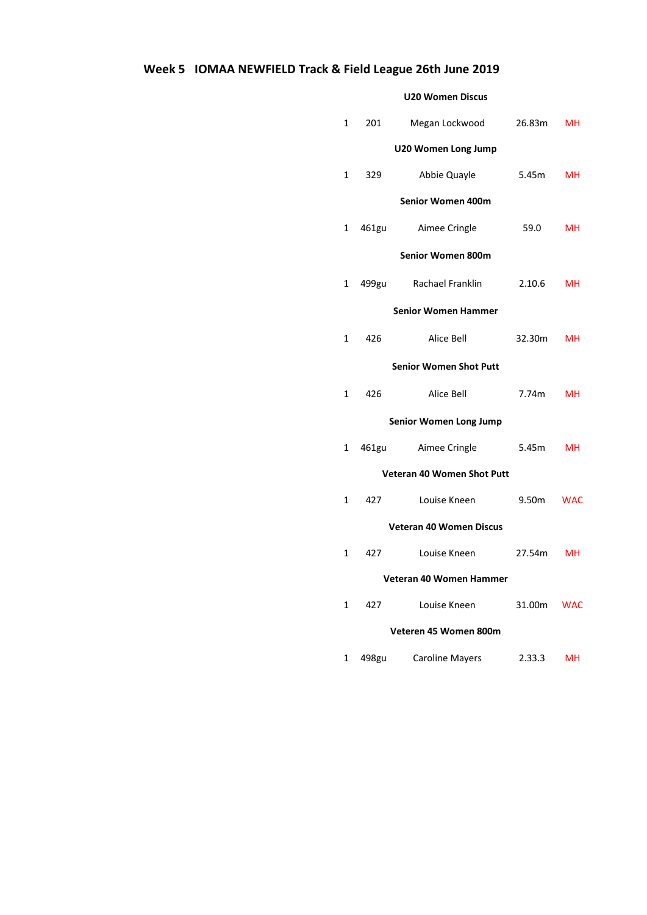# Week 5 IOMAA NEWFIELD Track & Field League 26th June 2019

**U20 Women Discus**

| | | | | |
|---|---|---|---|---|
| 1 | 201 | Megan Lockwood | 26.83m | MH |

**U20 Women Long Jump**

| | | | | |
|---|---|---|---|---|
| 1 | 329 | Abbie Quayle | 5.45m | MH |

**Senior Women 400m**

| | | | | |
|---|---|---|---|---|
| 1 | 461gu | Aimee Cringle | 59.0 | MH |

**Senior Women 800m**

| | | | | |
|---|---|---|---|---|
| 1 | 499gu | Rachael Franklin | 2.10.6 | MH |

**Senior Women Hammer**

| | | | | |
|---|---|---|---|---|
| 1 | 426 | Alice Bell | 32.30m | MH |

**Senior Women Shot Putt**

| | | | | |
|---|---|---|---|---|
| 1 | 426 | Alice Bell | 7.74m | MH |

**Senior Women Long Jump**

| | | | | |
|---|---|---|---|---|
| 1 | 461gu | Aimee Cringle | 5.45m | MH |

**Veteran 40 Women Shot Putt**

| | | | | |
|---|---|---|---|---|
| 1 | 427 | Louise Kneen | 9.50m | WAC |

**Veteran 40 Women Discus**

| | | | | |
|---|---|---|---|---|
| 1 | 427 | Louise Kneen | 27.54m | MH |

**Veteran 40 Women Hammer**

| | | | | |
|---|---|---|---|---|
| 1 | 427 | Louise Kneen | 31.00m | WAC |

**Veteren 45 Women 800m**

| | | | | |
|---|---|---|---|---|
| 1 | 498gu | Caroline Mayers | 2.33.3 | MH |